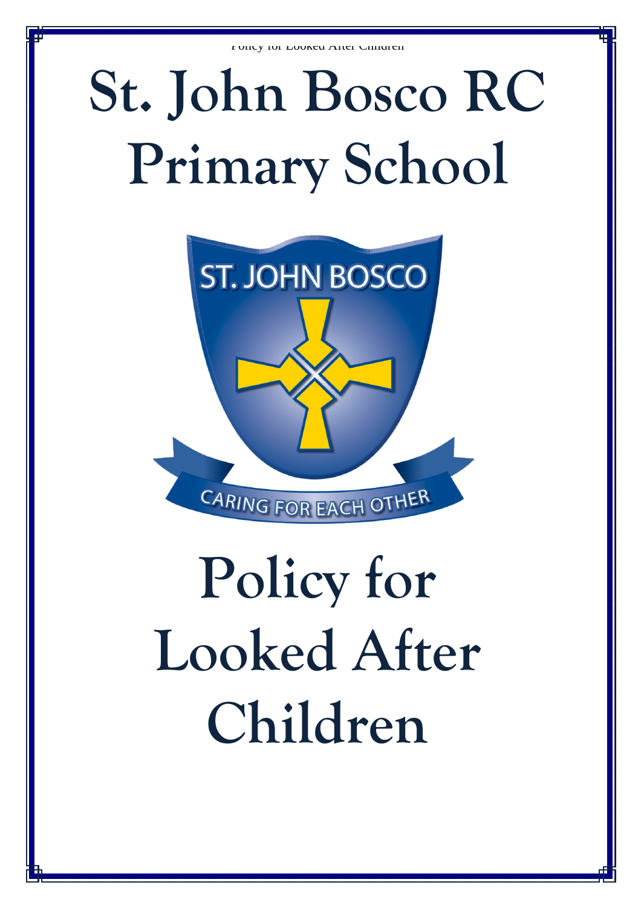# St. John Bosco RC Primary School

ST. JOHN BOSCO

CARING FOR EACH OTHER

# Policy for Looked After Children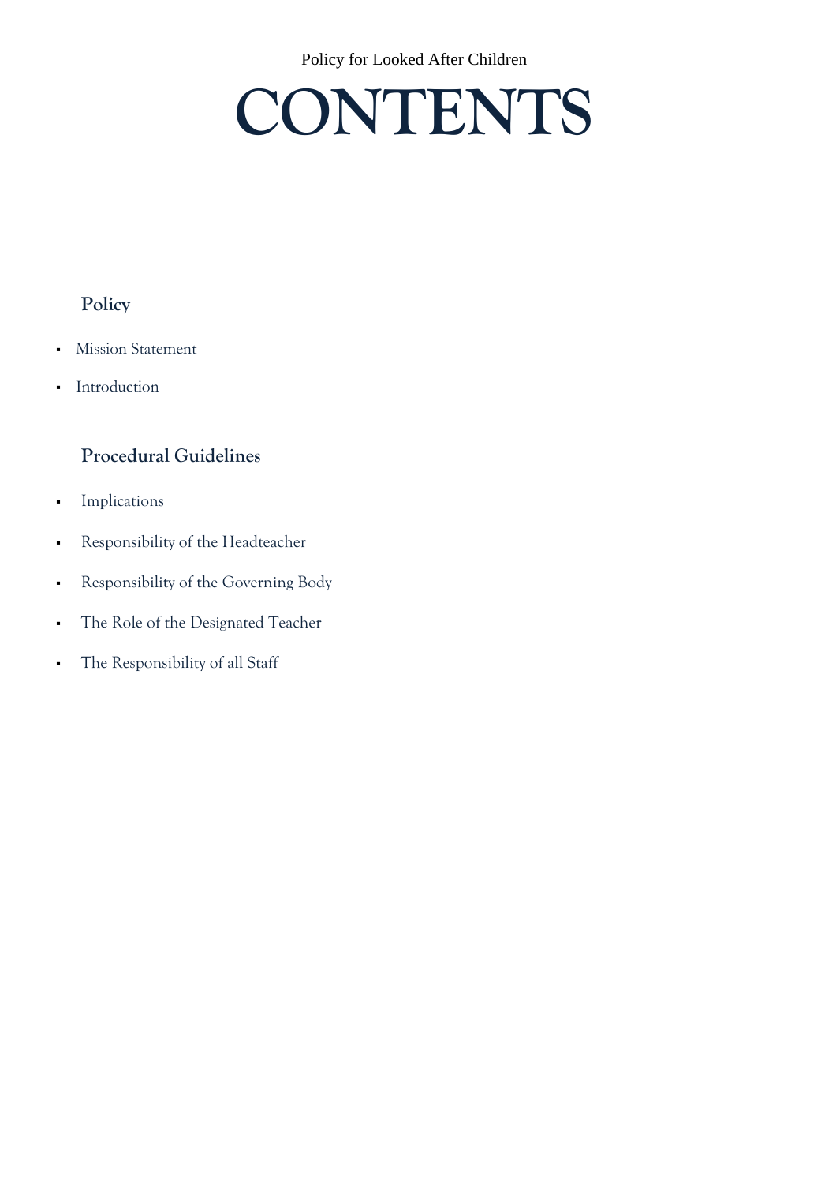# CONTENTS

### Policy

- Mission Statement
- Introduction

### Procedural Guidelines

- Implications
- Responsibility of the Headteacher
- Responsibility of the Governing Body
- The Role of the Designated Teacher
- The Responsibility of all Staff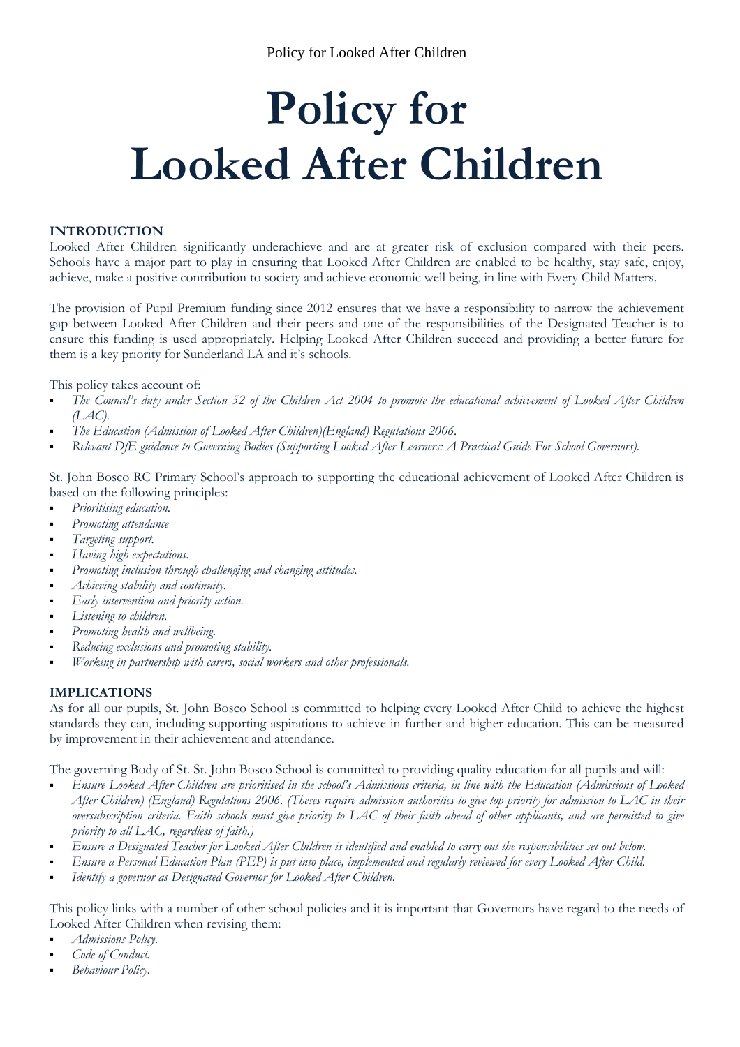# Policy for Looked After Children

**INTRODUCTION**

Looked After Children significantly underachieve and are at greater risk of exclusion compared with their peers. Schools have a major part to play in ensuring that Looked After Children are enabled to be healthy, stay safe, enjoy, achieve, make a positive contribution to society and achieve economic well being, in line with Every Child Matters.

The provision of Pupil Premium funding since 2012 ensures that we have a responsibility to narrow the achievement gap between Looked After Children and their peers and one of the responsibilities of the Designated Teacher is to ensure this funding is used appropriately. Helping Looked After Children succeed and providing a better future for them is a key priority for Sunderland LA and it's schools.

This policy takes account of:

- *The Council's duty under Section 52 of the Children Act 2004 to promote the educational achievement of Looked After Children (LAC).*
- *The Education (Admission of Looked After Children)(England) Regulations 2006.*
- *Relevant DfE guidance to Governing Bodies (Supporting Looked After Learners: A Practical Guide For School Governors).*

St. John Bosco RC Primary School's approach to supporting the educational achievement of Looked After Children is based on the following principles:

- *Prioritising education.*
- *Promoting attendance*
- *Targeting support.*
- *Having high expectations.*
- *Promoting inclusion through challenging and changing attitudes.*
- *Achieving stability and continuity.*
- *Early intervention and priority action.*
- *Listening to children.*
- *Promoting health and wellbeing.*
- *Reducing exclusions and promoting stability.*
- *Working in partnership with carers, social workers and other professionals.*

**IMPLICATIONS**

As for all our pupils, St. John Bosco School is committed to helping every Looked After Child to achieve the highest standards they can, including supporting aspirations to achieve in further and higher education. This can be measured by improvement in their achievement and attendance.

The governing Body of St. St. John Bosco School is committed to providing quality education for all pupils and will:

- *Ensure Looked After Children are prioritised in the school's Admissions criteria, in line with the Education (Admissions of Looked After Children) (England) Regulations 2006. (Theses require admission authorities to give top priority for admission to LAC in their oversubscription criteria. Faith schools must give priority to LAC of their faith ahead of other applicants, and are permitted to give priority to all LAC, regardless of faith.)*
- *Ensure a Designated Teacher for Looked After Children is identified and enabled to carry out the responsibilities set out below.*
- *Ensure a Personal Education Plan (PEP) is put into place, implemented and regularly reviewed for every Looked After Child.*
- *Identify a governor as Designated Governor for Looked After Children.*

This policy links with a number of other school policies and it is important that Governors have regard to the needs of Looked After Children when revising them:

- *Admissions Policy.*
- *Code of Conduct.*
- *Behaviour Policy.*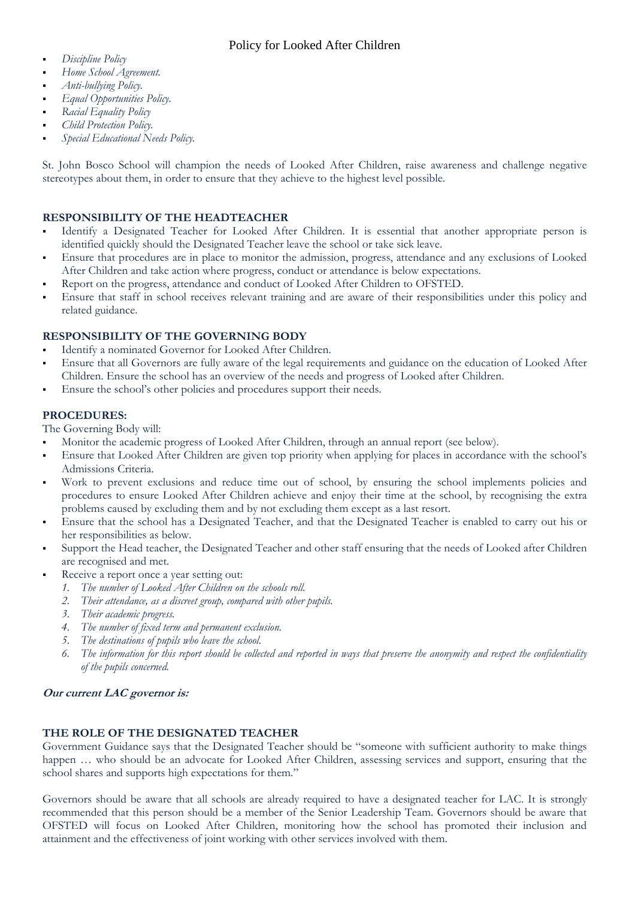Policy for Looked After Children

- *Discipline Policy*
- *Home School Agreement.*
- *Anti-bullying Policy.*
- *Equal Opportunities Policy.*
- *Racial Equality Policy*
- *Child Protection Policy.*
- *Special Educational Needs Policy.*

St. John Bosco School will champion the needs of Looked After Children, raise awareness and challenge negative stereotypes about them, in order to ensure that they achieve to the highest level possible.

**RESPONSIBILITY OF THE HEADTEACHER**

- Identify a Designated Teacher for Looked After Children. It is essential that another appropriate person is identified quickly should the Designated Teacher leave the school or take sick leave.
- Ensure that procedures are in place to monitor the admission, progress, attendance and any exclusions of Looked After Children and take action where progress, conduct or attendance is below expectations.
- Report on the progress, attendance and conduct of Looked After Children to OFSTED.
- Ensure that staff in school receives relevant training and are aware of their responsibilities under this policy and related guidance.

**RESPONSIBILITY OF THE GOVERNING BODY**

- Identify a nominated Governor for Looked After Children.
- Ensure that all Governors are fully aware of the legal requirements and guidance on the education of Looked After Children. Ensure the school has an overview of the needs and progress of Looked after Children.
- Ensure the school's other policies and procedures support their needs.

**PROCEDURES:**

The Governing Body will:

- Monitor the academic progress of Looked After Children, through an annual report (see below).
- Ensure that Looked After Children are given top priority when applying for places in accordance with the school's Admissions Criteria.
- Work to prevent exclusions and reduce time out of school, by ensuring the school implements policies and procedures to ensure Looked After Children achieve and enjoy their time at the school, by recognising the extra problems caused by excluding them and by not excluding them except as a last resort.
- Ensure that the school has a Designated Teacher, and that the Designated Teacher is enabled to carry out his or her responsibilities as below.
- Support the Head teacher, the Designated Teacher and other staff ensuring that the needs of Looked after Children are recognised and met.
- Receive a report once a year setting out:
  1. *The number of Looked After Children on the schools roll.*
  2. *Their attendance, as a discreet group, compared with other pupils.*
  3. *Their academic progress.*
  4. *The number of fixed term and permanent exclusion.*
  5. *The destinations of pupils who leave the school.*
  6. *The information for this report should be collected and reported in ways that preserve the anonymity and respect the confidentiality of the pupils concerned.*

***Our current LAC governor is:***

**THE ROLE OF THE DESIGNATED TEACHER**

Government Guidance says that the Designated Teacher should be "someone with sufficient authority to make things happen … who should be an advocate for Looked After Children, assessing services and support, ensuring that the school shares and supports high expectations for them."

Governors should be aware that all schools are already required to have a designated teacher for LAC. It is strongly recommended that this person should be a member of the Senior Leadership Team. Governors should be aware that OFSTED will focus on Looked After Children, monitoring how the school has promoted their inclusion and attainment and the effectiveness of joint working with other services involved with them.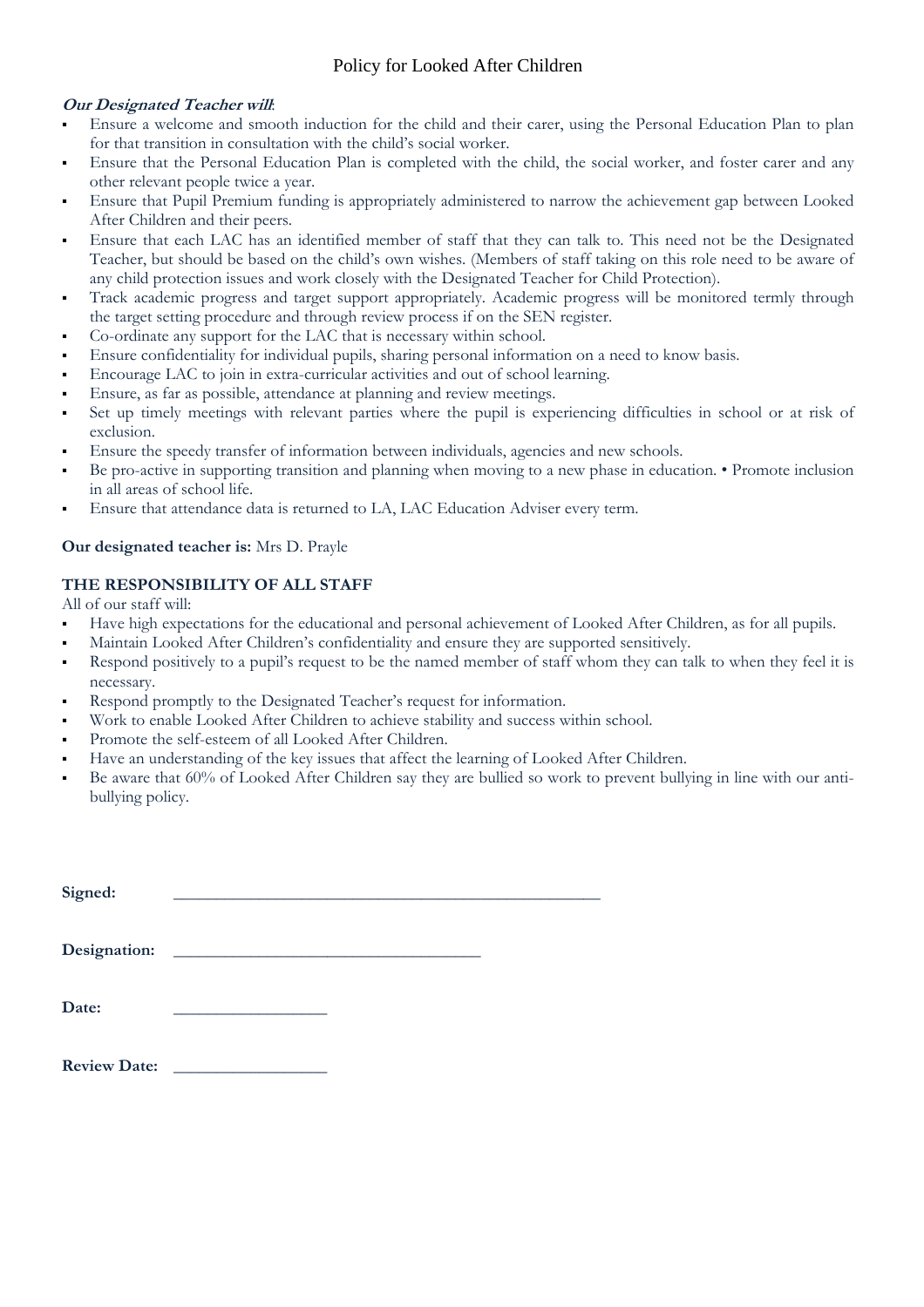Policy for Looked After Children

***Our Designated Teacher will***:

- Ensure a welcome and smooth induction for the child and their carer, using the Personal Education Plan to plan for that transition in consultation with the child's social worker.
- Ensure that the Personal Education Plan is completed with the child, the social worker, and foster carer and any other relevant people twice a year.
- Ensure that Pupil Premium funding is appropriately administered to narrow the achievement gap between Looked After Children and their peers.
- Ensure that each LAC has an identified member of staff that they can talk to. This need not be the Designated Teacher, but should be based on the child's own wishes. (Members of staff taking on this role need to be aware of any child protection issues and work closely with the Designated Teacher for Child Protection).
- Track academic progress and target support appropriately. Academic progress will be monitored termly through the target setting procedure and through review process if on the SEN register.
- Co-ordinate any support for the LAC that is necessary within school.
- Ensure confidentiality for individual pupils, sharing personal information on a need to know basis.
- Encourage LAC to join in extra-curricular activities and out of school learning.
- Ensure, as far as possible, attendance at planning and review meetings.
- Set up timely meetings with relevant parties where the pupil is experiencing difficulties in school or at risk of exclusion.
- Ensure the speedy transfer of information between individuals, agencies and new schools.
- Be pro-active in supporting transition and planning when moving to a new phase in education. • Promote inclusion in all areas of school life.
- Ensure that attendance data is returned to LA, LAC Education Adviser every term.

**Our designated teacher is:** Mrs D. Prayle

**THE RESPONSIBILITY OF ALL STAFF**

All of our staff will:

- Have high expectations for the educational and personal achievement of Looked After Children, as for all pupils.
- Maintain Looked After Children's confidentiality and ensure they are supported sensitively.
- Respond positively to a pupil's request to be the named member of staff whom they can talk to when they feel it is necessary.
- Respond promptly to the Designated Teacher's request for information.
- Work to enable Looked After Children to achieve stability and success within school.
- Promote the self-esteem of all Looked After Children.
- Have an understanding of the key issues that affect the learning of Looked After Children.
- Be aware that 60% of Looked After Children say they are bullied so work to prevent bullying in line with our anti-bullying policy.

**Signed:** ____________________________________________

**Designation:** ________________________________

**Date:** ________________

**Review Date:** ________________